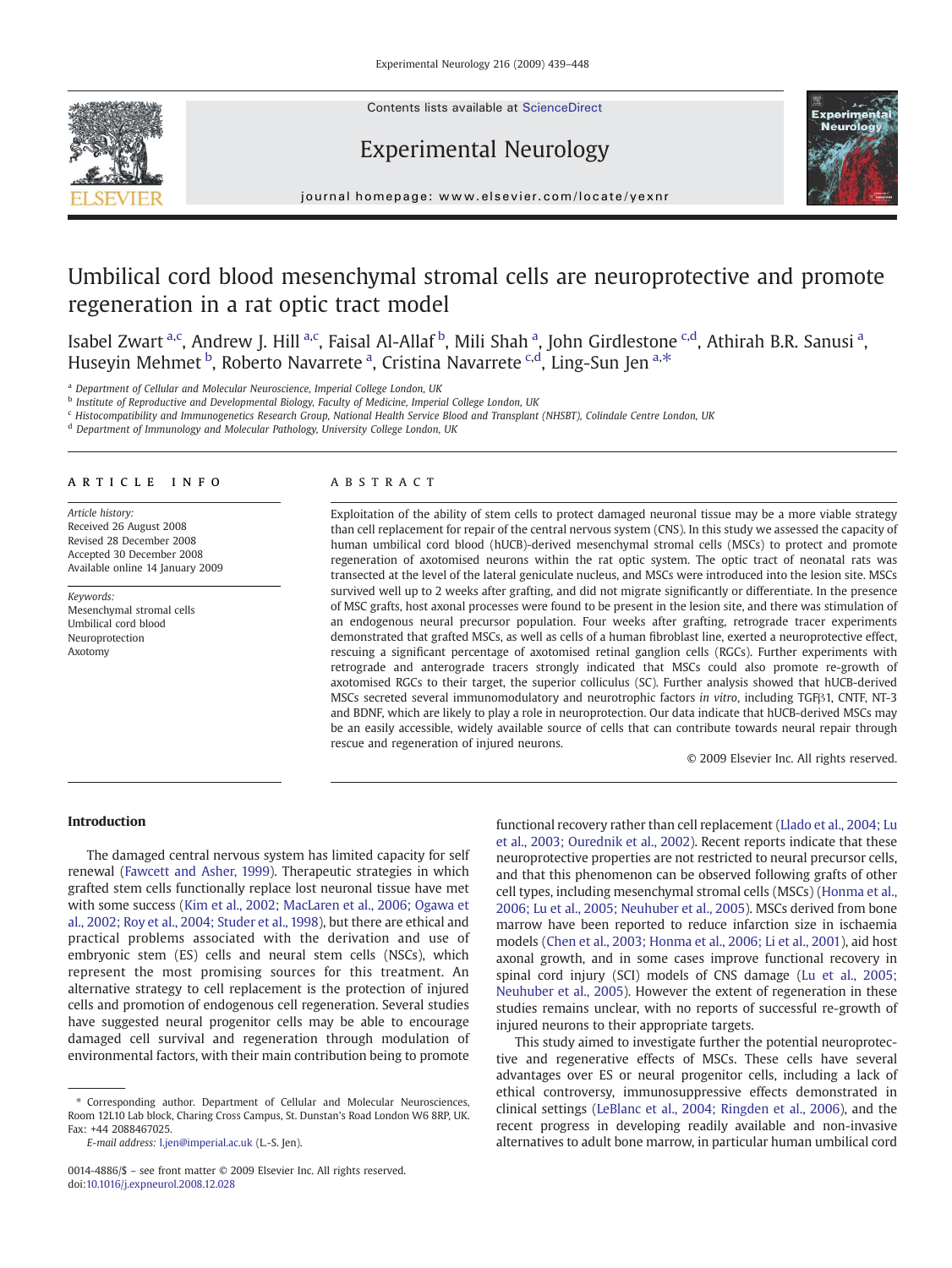# Umbilical cord blood mesenchymal stromal cells are neuroprotective and promote regeneration in a rat optic tract model

Isabel Zwart [a,c], Andrew J. Hill [a,c], Faisal Al-Allaf [b], Mili Shah [a], John Girdlestone [c,d], Athirah B.R. Sanusi [a], Huseyin Mehmet [b], Roberto Navarrete [a], Cristina Navarrete [c,d], Ling-Sun Jen [a,*]

[a] Department of Cellular and Molecular Neuroscience, Imperial College London, UK
[b] Institute of Reproductive and Developmental Biology, Faculty of Medicine, Imperial College London, UK
[c] Histocompatibility and Immunogenetics Research Group, National Health Service Blood and Transplant (NHSBT), Colindale Centre London, UK
[d] Department of Immunology and Molecular Pathology, University College London, UK

## ARTICLE INFO

*Article history:*
Received 26 August 2008
Revised 28 December 2008
Accepted 30 December 2008
Available online 14 January 2009

*Keywords:*
Mesenchymal stromal cells
Umbilical cord blood
Neuroprotection
Axotomy

## ABSTRACT

Exploitation of the ability of stem cells to protect damaged neuronal tissue may be a more viable strategy than cell replacement for repair of the central nervous system (CNS). In this study we assessed the capacity of human umbilical cord blood (hUCB)-derived mesenchymal stromal cells (MSCs) to protect and promote regeneration of axotomised neurons within the rat optic system. The optic tract of neonatal rats was transected at the level of the lateral geniculate nucleus, and MSCs were introduced into the lesion site. MSCs survived well up to 2 weeks after grafting, and did not migrate significantly or differentiate. In the presence of MSC grafts, host axonal processes were found to be present in the lesion site, and there was stimulation of an endogenous neural precursor population. Four weeks after grafting, retrograde tracer experiments demonstrated that grafted MSCs, as well as cells of a human fibroblast line, exerted a neuroprotective effect, rescuing a significant percentage of axotomised retinal ganglion cells (RGCs). Further experiments with retrograde and anterograde tracers strongly indicated that MSCs could also promote re-growth of axotomised RGCs to their target, the superior colliculus (SC). Further analysis showed that hUCB-derived MSCs secreted several immunomodulatory and neurotrophic factors *in vitro*, including TGFβ1, CNTF, NT-3 and BDNF, which are likely to play a role in neuroprotection. Our data indicate that hUCB-derived MSCs may be an easily accessible, widely available source of cells that can contribute towards neural repair through rescue and regeneration of injured neurons.

© 2009 Elsevier Inc. All rights reserved.

## Introduction

The damaged central nervous system has limited capacity for self renewal (Fawcett and Asher, 1999). Therapeutic strategies in which grafted stem cells functionally replace lost neuronal tissue have met with some success (Kim et al., 2002; MacLaren et al., 2006; Ogawa et al., 2002; Roy et al., 2004; Studer et al., 1998), but there are ethical and practical problems associated with the derivation and use of embryonic stem (ES) cells and neural stem cells (NSCs), which represent the most promising sources for this treatment. An alternative strategy to cell replacement is the protection of injured cells and promotion of endogenous cell regeneration. Several studies have suggested neural progenitor cells may be able to encourage damaged cell survival and regeneration through modulation of environmental factors, with their main contribution being to promote functional recovery rather than cell replacement (Llado et al., 2004; Lu et al., 2003; Ourednik et al., 2002). Recent reports indicate that these neuroprotective properties are not restricted to neural precursor cells, and that this phenomenon can be observed following grafts of other cell types, including mesenchymal stromal cells (MSCs) (Honma et al., 2006; Lu et al., 2005; Neuhuber et al., 2005). MSCs derived from bone marrow have been reported to reduce infarction size in ischaemia models (Chen et al., 2003; Honma et al., 2006; Li et al., 2001), aid host axonal growth, and in some cases improve functional recovery in spinal cord injury (SCI) models of CNS damage (Lu et al., 2005; Neuhuber et al., 2005). However the extent of regeneration in these studies remains unclear, with no reports of successful re-growth of injured neurons to their appropriate targets.

This study aimed to investigate further the potential neuroprotective and regenerative effects of MSCs. These cells have several advantages over ES or neural progenitor cells, including a lack of ethical controversy, immunosuppressive effects demonstrated in clinical settings (LeBlanc et al., 2004; Ringden et al., 2006), and the recent progress in developing readily available and non-invasive alternatives to adult bone marrow, in particular human umbilical cord

* Corresponding author. Department of Cellular and Molecular Neurosciences, Room 12L10 Lab block, Charing Cross Campus, St. Dunstan's Road London W6 8RP, UK. Fax: +44 2088467025.
*E-mail address:* l.jen@imperial.ac.uk (L.-S. Jen).

0014-4886/$ – see front matter © 2009 Elsevier Inc. All rights reserved.
doi:10.1016/j.expneurol.2008.12.028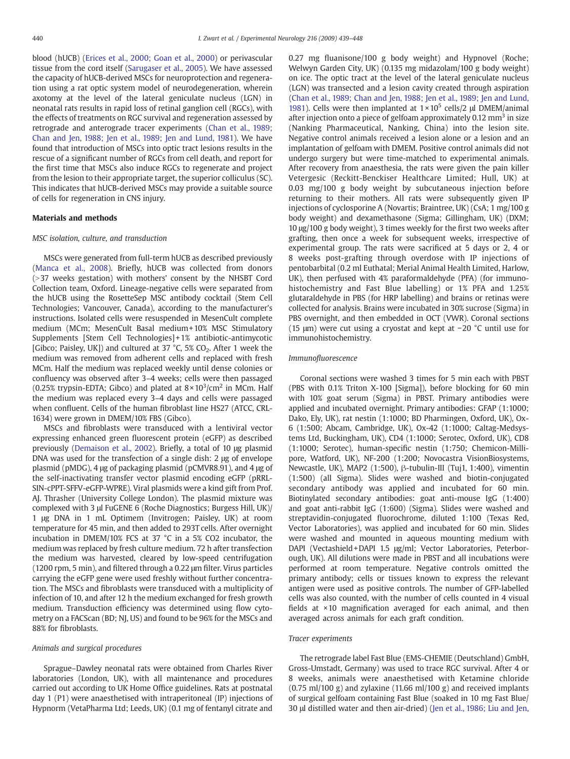blood (hUCB) (Erices et al., 2000; Goan et al., 2000) or perivascular tissue from the cord itself (Sarugaser et al., 2005). We have assessed the capacity of hUCB-derived MSCs for neuroprotection and regeneration using a rat optic system model of neurodegeneration, wherein axotomy at the level of the lateral geniculate nucleus (LGN) in neonatal rats results in rapid loss of retinal ganglion cell (RGCs), with the effects of treatments on RGC survival and regeneration assessed by retrograde and anterograde tracer experiments (Chan et al., 1989; Chan and Jen, 1988; Jen et al., 1989; Jen and Lund, 1981). We have found that introduction of MSCs into optic tract lesions results in the rescue of a significant number of RGCs from cell death, and report for the first time that MSCs also induce RGCs to regenerate and project from the lesion to their appropriate target, the superior colliculus (SC). This indicates that hUCB-derived MSCs may provide a suitable source of cells for regeneration in CNS injury.

## Materials and methods

### MSC isolation, culture, and transduction

MSCs were generated from full-term hUCB as described previously (Manca et al., 2008). Briefly, hUCB was collected from donors (>37 weeks gestation) with mothers' consent by the NHSBT Cord Collection team, Oxford. Lineage-negative cells were separated from the hUCB using the RosetteSep MSC antibody cocktail (Stem Cell Technologies; Vancouver, Canada), according to the manufacturer's instructions. Isolated cells were resuspended in MesenCult complete medium (MCm; MesenCult Basal medium+10% MSC Stimulatory Supplements [Stem Cell Technologies]+1% antibiotic-antimycotic [Gibco; Paisley, UK]) and cultured at 37 °C, 5% $CO_2$. After 1 week the medium was removed from adherent cells and replaced with fresh MCm. Half the medium was replaced weekly until dense colonies or confluency was observed after 3–4 weeks; cells were then passaged (0.25% trypsin-EDTA; Gibco) and plated at $8\times10^3$/cm$^2$ in MCm. Half the medium was replaced every 3–4 days and cells were passaged when confluent. Cells of the human fibroblast line HS27 (ATCC, CRL-1634) were grown in DMEM/10% FBS (Gibco).

MSCs and fibroblasts were transduced with a lentiviral vector expressing enhanced green fluorescent protein (eGFP) as described previously (Demaison et al., 2002). Briefly, a total of 10 μg plasmid DNA was used for the transfection of a single dish: 2 μg of envelope plasmid (pMDG), 4 μg of packaging plasmid (pCMVR8.91), and 4 μg of the self-inactivating transfer vector plasmid encoding eGFP (pRRL-SIN-cPPT-SFFV-eGFP-WPRE). Viral plasmids were a kind gift from Prof. AJ. Thrasher (University College London). The plasmid mixture was complexed with 3 μl FuGENE 6 (Roche Diagnostics; Burgess Hill, UK)/ 1 μg DNA in 1 mL Optimem (Invitrogen; Paisley, UK) at room temperature for 45 min, and then added to 293T cells. After overnight incubation in DMEM/10% FCS at 37 °C in a 5% CO2 incubator, the medium was replaced by fresh culture medium. 72 h after transfection the medium was harvested, cleared by low-speed centrifugation (1200 rpm, 5 min), and filtered through a 0.22 μm filter. Virus particles carrying the eGFP gene were used freshly without further concentration. The MSCs and fibroblasts were transduced with a multiplicity of infection of 10, and after 12 h the medium exchanged for fresh growth medium. Transduction efficiency was determined using flow cytometry on a FACScan (BD; NJ, US) and found to be 96% for the MSCs and 88% for fibroblasts.

### Animals and surgical procedures

Sprague–Dawley neonatal rats were obtained from Charles River laboratories (London, UK), with all maintenance and procedures carried out according to UK Home Office guidelines. Rats at postnatal day 1 (P1) were anaesthetised with intraperitoneal (IP) injections of Hypnorm (VetaPharma Ltd; Leeds, UK) (0.1 mg of fentanyl citrate and 0.27 mg fluanisone/100 g body weight) and Hypnovel (Roche; Welwyn Garden City, UK) (0.135 mg midazolam/100 g body weight) on ice. The optic tract at the level of the lateral geniculate nucleus (LGN) was transected and a lesion cavity created through aspiration (Chan et al., 1989; Chan and Jen, 1988; Jen et al., 1989; Jen and Lund, 1981). Cells were then implanted at $1\times10^5$ cells/2 μl DMEM/animal after injection onto a piece of gelfoam approximately 0.12 mm$^3$ in size (Nanking Pharmaceutical, Nanking, China) into the lesion site. Negative control animals received a lesion alone or a lesion and an implantation of gelfoam with DMEM. Positive control animals did not undergo surgery but were time-matched to experimental animals. After recovery from anaesthesia, the rats were given the pain killer Vetergesic (Reckitt-Benckiser Healthcare Limited; Hull, UK) at 0.03 mg/100 g body weight by subcutaneous injection before returning to their mothers. All rats were subsequently given IP injections of cyclosporine A (Novartis; Braintree, UK) (CsA; 1 mg/100 g body weight) and dexamethasone (Sigma; Gillingham, UK) (DXM; 10 μg/100 g body weight), 3 times weekly for the first two weeks after grafting, then once a week for subsequent weeks, irrespective of experimental group. The rats were sacrificed at 5 days or 2, 4 or 8 weeks post-grafting through overdose with IP injections of pentobarbital (0.2 ml Euthatal; Merial Animal Health Limited, Harlow, UK), then perfused with 4% paraformaldehyde (PFA) (for immunohistochemistry and Fast Blue labelling) or 1% PFA and 1.25% glutaraldehyde in PBS (for HRP labelling) and brains or retinas were collected for analysis. Brains were incubated in 30% sucrose (Sigma) in PBS overnight, and then embedded in OCT (VWR). Coronal sections (15 μm) were cut using a cryostat and kept at −20 °C until use for immunohistochemistry.

### Immunofluorescence

Coronal sections were washed 3 times for 5 min each with PBST (PBS with 0.1% Triton X-100 [Sigma]), before blocking for 60 min with 10% goat serum (Sigma) in PBST. Primary antibodies were applied and incubated overnight. Primary antibodies: GFAP (1:1000; Dako, Ely, UK), rat nestin (1:1000; BD Pharmingen, Oxford, UK), Ox-6 (1:500; Abcam, Cambridge, UK), Ox-42 (1:1000; Caltag-Medsystems Ltd, Buckingham, UK), CD4 (1:1000; Serotec, Oxford, UK), CD8 (1:1000; Serotec), human-specific nestin (1:750; Chemicon-Millipore, Watford, UK), NF-200 (1:200; Novocastra VisionBiosystems, Newcastle, UK), MAP2 (1:500), β-tubulin-III (Tuj1, 1:400), vimentin (1:500) (all Sigma). Slides were washed and biotin-conjugated secondary antibody was applied and incubated for 60 min. Biotinylated secondary antibodies: goat anti-mouse IgG (1:400) and goat anti-rabbit IgG (1:600) (Sigma). Slides were washed and streptavidin-conjugated fluorochrome, diluted 1:100 (Texas Red, Vector Laboratories), was applied and incubated for 60 min. Slides were washed and mounted in aqueous mounting medium with DAPI (Vectashield+DAPI 1.5 μg/ml; Vector Laboratories, Peterborough, UK). All dilutions were made in PBST and all incubations were performed at room temperature. Negative controls omitted the primary antibody; cells or tissues known to express the relevant antigen were used as positive controls. The number of GFP-labelled cells was also counted, with the number of cells counted in 4 visual fields at ×10 magnification averaged for each animal, and then averaged across animals for each graft condition.

### Tracer experiments

The retrograde label Fast Blue (EMS-CHEMIE (Deutschland) GmbH, Gross-Umstadt, Germany) was used to trace RGC survival. After 4 or 8 weeks, animals were anaesthetised with Ketamine chloride (0.75 ml/100 g) and zylaxine (11.66 ml/100 g) and received implants of surgical gelfoam containing Fast Blue (soaked in 10 mg Fast Blue/ 30 μl distilled water and then air-dried) (Jen et al., 1986; Liu and Jen,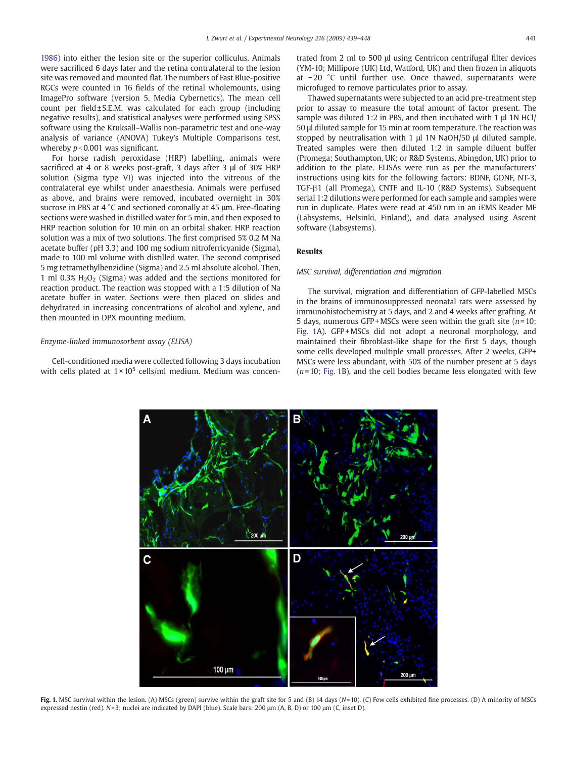1986) into either the lesion site or the superior colliculus. Animals were sacrificed 6 days later and the retina contralateral to the lesion site was removed and mounted flat. The numbers of Fast Blue-positive RGCs were counted in 16 fields of the retinal wholemounts, using ImagePro software (version 5, Media Cybernetics). The mean cell count per field ± S.E.M. was calculated for each group (including negative results), and statistical analyses were performed using SPSS software using the Kruksall–Wallis non-parametric test and one-way analysis of variance (ANOVA) Tukey's Multiple Comparisons test, whereby $p<0.001$ was significant.

For horse radish peroxidase (HRP) labelling, animals were sacrificed at 4 or 8 weeks post-graft, 3 days after 3 µl of 30% HRP solution (Sigma type VI) was injected into the vitreous of the contralateral eye whilst under anaesthesia. Animals were perfused as above, and brains were removed, incubated overnight in 30% sucrose in PBS at 4 °C and sectioned coronally at 45 µm. Free-floating sections were washed in distilled water for 5 min, and then exposed to HRP reaction solution for 10 min on an orbital shaker. HRP reaction solution was a mix of two solutions. The first comprised 5% 0.2 M Na acetate buffer (pH 3.3) and 100 mg sodium nitroferricyanide (Sigma), made to 100 ml volume with distilled water. The second comprised 5 mg tetramethylbenzidine (Sigma) and 2.5 ml absolute alcohol. Then, 1 ml 0.3% $H_2O_2$ (Sigma) was added and the sections monitored for reaction product. The reaction was stopped with a 1:5 dilution of Na acetate buffer in water. Sections were then placed on slides and dehydrated in increasing concentrations of alcohol and xylene, and then mounted in DPX mounting medium.

### *Enzyme-linked immunosorbent assay (ELISA)*

Cell-conditioned media were collected following 3 days incubation with cells plated at $1\times10^5$ cells/ml medium. Medium was concentrated from 2 ml to 500 µl using Centricon centrifugal filter devices (YM-10; Millipore (UK) Ltd, Watford, UK) and then frozen in aliquots at −20 °C until further use. Once thawed, supernatants were microfuged to remove particulates prior to assay.

Thawed supernatants were subjected to an acid pre-treatment step prior to assay to measure the total amount of factor present. The sample was diluted 1:2 in PBS, and then incubated with 1 µl 1N HCl/50 µl diluted sample for 15 min at room temperature. The reaction was stopped by neutralisation with 1 µl 1N NaOH/50 µl diluted sample. Treated samples were then diluted 1:2 in sample diluent buffer (Promega; Southampton, UK; or R&D Systems, Abingdon, UK) prior to addition to the plate. ELISAs were run as per the manufacturers' instructions using kits for the following factors: BDNF, GDNF, NT-3, TGF-β1 (all Promega), CNTF and IL-10 (R&D Systems). Subsequent serial 1:2 dilutions were performed for each sample and samples were run in duplicate. Plates were read at 450 nm in an iEMS Reader MF (Labsystems, Helsinki, Finland), and data analysed using Ascent software (Labsystems).

## Results

### *MSC survival, differentiation and migration*

The survival, migration and differentiation of GFP-labelled MSCs in the brains of immunosuppressed neonatal rats were assessed by immunohistochemistry at 5 days, and 2 and 4 weeks after grafting. At 5 days, numerous GFP+MSCs were seen within the graft site ($n=10$; Fig. 1A). GFP+MSCs did not adopt a neuronal morphology, and maintained their fibroblast-like shape for the first 5 days, though some cells developed multiple small processes. After 2 weeks, GFP+ MSCs were less abundant, with 50% of the number present at 5 days ($n=10$; Fig. 1B), and the cell bodies became less elongated with few

**Fig. 1.** MSC survival within the lesion. (A) MSCs (green) survive within the graft site for 5 and (B) 14 days ($N=10$). (C) Few cells exhibited fine processes. (D) A minority of MSCs expressed nestin (red). $N=3$; nuclei are indicated by DAPI (blue). Scale bars: 200 µm (A, B, D) or 100 µm (C, inset D).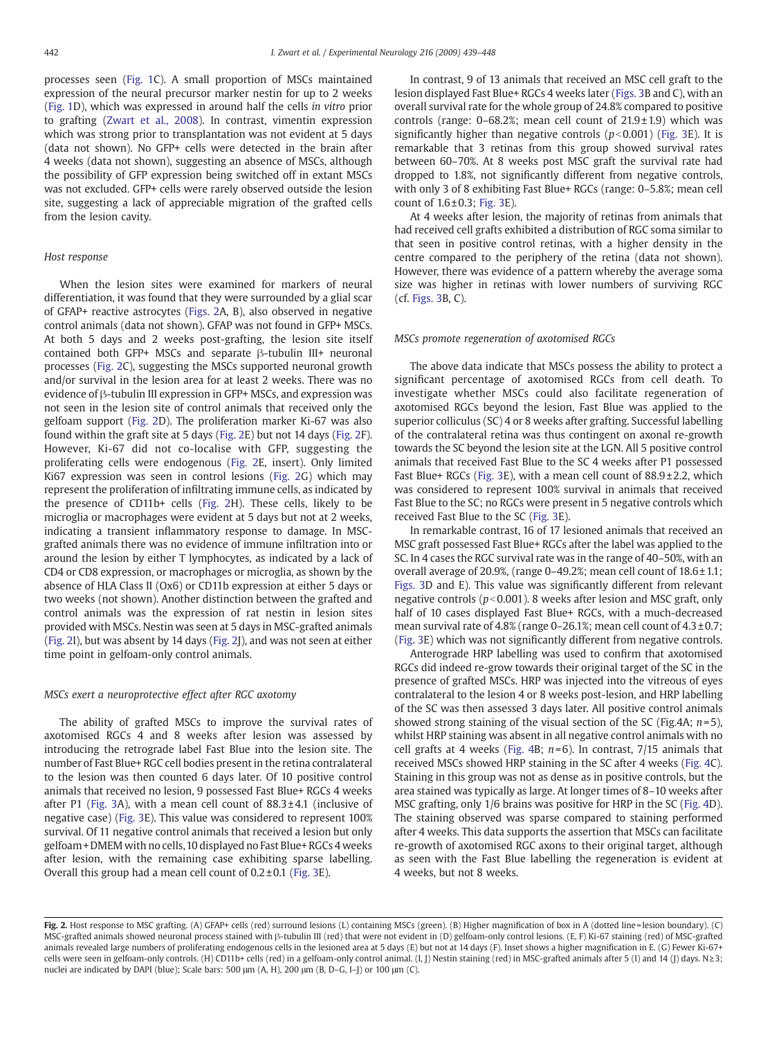processes seen (Fig. 1C). A small proportion of MSCs maintained expression of the neural precursor marker nestin for up to 2 weeks (Fig. 1D), which was expressed in around half the cells *in vitro* prior to grafting (Zwart et al., 2008). In contrast, vimentin expression which was strong prior to transplantation was not evident at 5 days (data not shown). No GFP+ cells were detected in the brain after 4 weeks (data not shown), suggesting an absence of MSCs, although the possibility of GFP expression being switched off in extant MSCs was not excluded. GFP+ cells were rarely observed outside the lesion site, suggesting a lack of appreciable migration of the grafted cells from the lesion cavity.

### *Host response*

When the lesion sites were examined for markers of neural differentiation, it was found that they were surrounded by a glial scar of GFAP+ reactive astrocytes (Figs. 2A, B), also observed in negative control animals (data not shown). GFAP was not found in GFP+ MSCs. At both 5 days and 2 weeks post-grafting, the lesion site itself contained both GFP+ MSCs and separate β-tubulin III+ neuronal processes (Fig. 2C), suggesting the MSCs supported neuronal growth and/or survival in the lesion area for at least 2 weeks. There was no evidence of β-tubulin III expression in GFP+ MSCs, and expression was not seen in the lesion site of control animals that received only the gelfoam support (Fig. 2D). The proliferation marker Ki-67 was also found within the graft site at 5 days (Fig. 2E) but not 14 days (Fig. 2F). However, Ki-67 did not co-localise with GFP, suggesting the proliferating cells were endogenous (Fig. 2E, insert). Only limited Ki67 expression was seen in control lesions (Fig. 2G) which may represent the proliferation of infiltrating immune cells, as indicated by the presence of CD11b+ cells (Fig. 2H). These cells, likely to be microglia or macrophages were evident at 5 days but not at 2 weeks, indicating a transient inflammatory response to damage. In MSC-grafted animals there was no evidence of immune infiltration into or around the lesion by either T lymphocytes, as indicated by a lack of CD4 or CD8 expression, or macrophages or microglia, as shown by the absence of HLA Class II (Ox6) or CD11b expression at either 5 days or two weeks (not shown). Another distinction between the grafted and control animals was the expression of rat nestin in lesion sites provided with MSCs. Nestin was seen at 5 days in MSC-grafted animals (Fig. 2I), but was absent by 14 days (Fig. 2J), and was not seen at either time point in gelfoam-only control animals.

### *MSCs exert a neuroprotective effect after RGC axotomy*

The ability of grafted MSCs to improve the survival rates of axotomised RGCs 4 and 8 weeks after lesion was assessed by introducing the retrograde label Fast Blue into the lesion site. The number of Fast Blue+ RGC cell bodies present in the retina contralateral to the lesion was then counted 6 days later. Of 10 positive control animals that received no lesion, 9 possessed Fast Blue+ RGCs 4 weeks after P1 (Fig. 3A), with a mean cell count of 88.3±4.1 (inclusive of negative case) (Fig. 3E). This value was considered to represent 100% survival. Of 11 negative control animals that received a lesion but only gelfoam+DMEM with no cells, 10 displayed no Fast Blue+ RGCs 4 weeks after lesion, with the remaining case exhibiting sparse labelling. Overall this group had a mean cell count of 0.2±0.1 (Fig. 3E).

In contrast, 9 of 13 animals that received an MSC cell graft to the lesion displayed Fast Blue+ RGCs 4 weeks later (Figs. 3B and C), with an overall survival rate for the whole group of 24.8% compared to positive controls (range: 0–68.2%; mean cell count of 21.9±1.9) which was significantly higher than negative controls ($p<0.001$) (Fig. 3E). It is remarkable that 3 retinas from this group showed survival rates between 60–70%. At 8 weeks post MSC graft the survival rate had dropped to 1.8%, not significantly different from negative controls, with only 3 of 8 exhibiting Fast Blue+ RGCs (range: 0–5.8%; mean cell count of 1.6±0.3; Fig. 3E).

At 4 weeks after lesion, the majority of retinas from animals that had received cell grafts exhibited a distribution of RGC soma similar to that seen in positive control retinas, with a higher density in the centre compared to the periphery of the retina (data not shown). However, there was evidence of a pattern whereby the average soma size was higher in retinas with lower numbers of surviving RGC (cf. Figs. 3B, C).

### *MSCs promote regeneration of axotomised RGCs*

The above data indicate that MSCs possess the ability to protect a significant percentage of axotomised RGCs from cell death. To investigate whether MSCs could also facilitate regeneration of axotomised RGCs beyond the lesion, Fast Blue was applied to the superior colliculus (SC) 4 or 8 weeks after grafting. Successful labelling of the contralateral retina was thus contingent on axonal re-growth towards the SC beyond the lesion site at the LGN. All 5 positive control animals that received Fast Blue to the SC 4 weeks after P1 possessed Fast Blue+ RGCs (Fig. 3E), with a mean cell count of 88.9±2.2, which was considered to represent 100% survival in animals that received Fast Blue to the SC; no RGCs were present in 5 negative controls which received Fast Blue to the SC (Fig. 3E).

In remarkable contrast, 16 of 17 lesioned animals that received an MSC graft possessed Fast Blue+ RGCs after the label was applied to the SC. In 4 cases the RGC survival rate was in the range of 40–50%, with an overall average of 20.9%, (range 0–49.2%; mean cell count of 18.6±1.1; Figs. 3D and E). This value was significantly different from relevant negative controls ($p<0.001$). 8 weeks after lesion and MSC graft, only half of 10 cases displayed Fast Blue+ RGCs, with a much-decreased mean survival rate of 4.8% (range 0–26.1%; mean cell count of 4.3±0.7; (Fig. 3E) which was not significantly different from negative controls.

Anterograde HRP labelling was used to confirm that axotomised RGCs did indeed re-grow towards their original target of the SC in the presence of grafted MSCs. HRP was injected into the vitreous of eyes contralateral to the lesion 4 or 8 weeks post-lesion, and HRP labelling of the SC was then assessed 3 days later. All positive control animals showed strong staining of the visual section of the SC (Fig.4A; $n=5$), whilst HRP staining was absent in all negative control animals with no cell grafts at 4 weeks (Fig. 4B; $n=6$). In contrast, 7/15 animals that received MSCs showed HRP staining in the SC after 4 weeks (Fig. 4C). Staining in this group was not as dense as in positive controls, but the area stained was typically as large. At longer times of 8–10 weeks after MSC grafting, only 1/6 brains was positive for HRP in the SC (Fig. 4D). The staining observed was sparse compared to staining performed after 4 weeks. This data supports the assertion that MSCs can facilitate re-growth of axotomised RGC axons to their original target, although as seen with the Fast Blue labelling the regeneration is evident at 4 weeks, but not 8 weeks.

**Fig. 2.** Host response to MSC grafting. (A) GFAP+ cells (red) surround lesions (L) containing MSCs (green). (B) Higher magnification of box in A (dotted line = lesion boundary). (C) MSC-grafted animals showed neuronal process stained with β-tubulin III (red) that were not evident in (D) gelfoam-only control lesions. (E, F) Ki-67 staining (red) of MSC-grafted animals revealed large numbers of proliferating endogenous cells in the lesioned area at 5 days (E) but not at 14 days (F). Inset shows a higher magnification in E. (G) Fewer Ki-67+ cells were seen in gelfoam-only controls. (H) CD11b+ cells (red) in a gelfoam-only control animal. (I, J) Nestin staining (red) in MSC-grafted animals after 5 (I) and 14 (J) days. N≥3; nuclei are indicated by DAPI (blue); Scale bars: 500 μm (A, H), 200 μm (B, D–G, I–J) or 100 μm (C).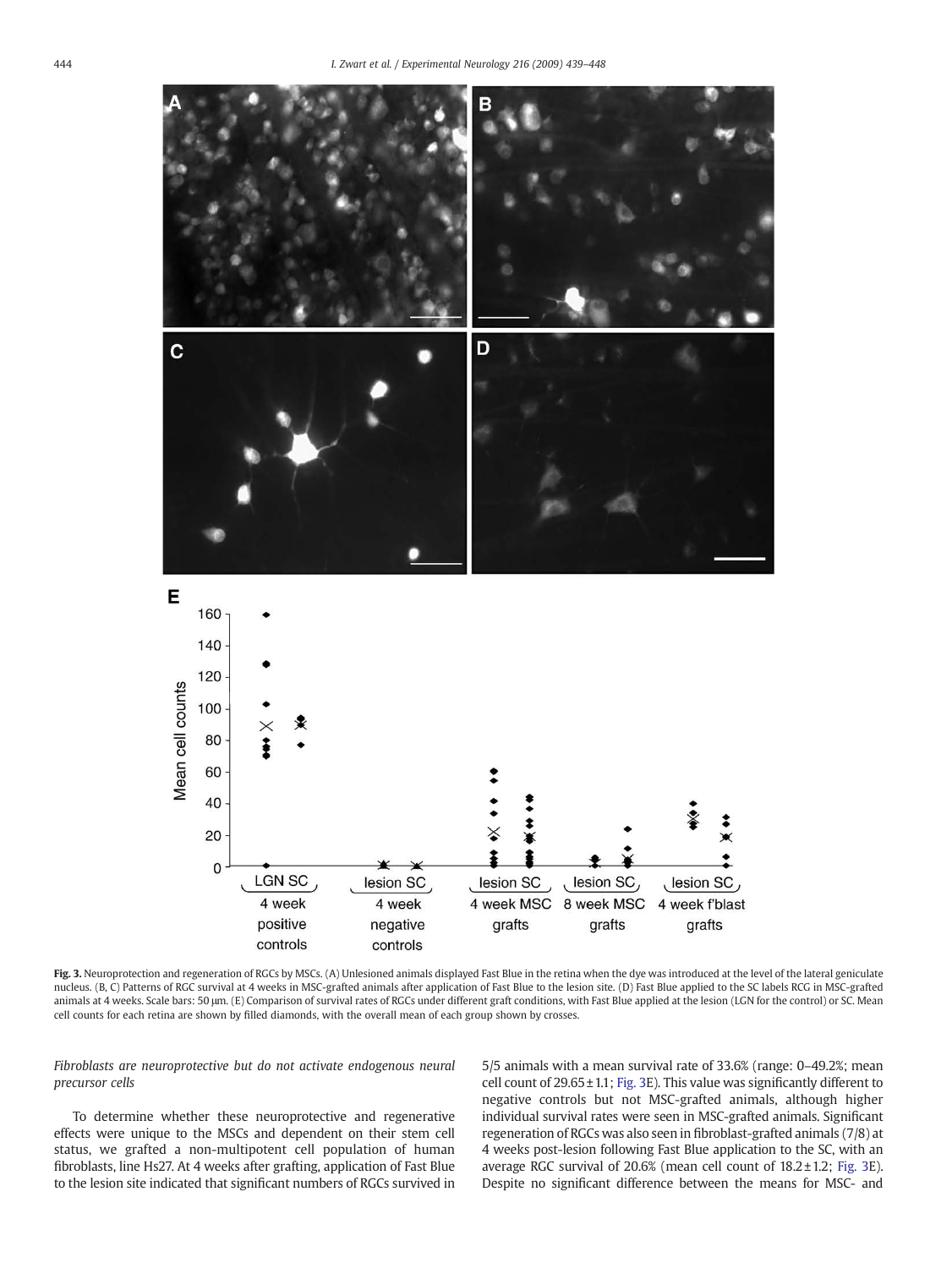**Fig. 3.** Neuroprotection and regeneration of RGCs by MSCs. (A) Unlesioned animals displayed Fast Blue in the retina when the dye was introduced at the level of the lateral geniculate nucleus. (B, C) Patterns of RGC survival at 4 weeks in MSC-grafted animals after application of Fast Blue to the lesion site. (D) Fast Blue applied to the SC labels RCG in MSC-grafted animals at 4 weeks. Scale bars: 50 μm. (E) Comparison of survival rates of RGCs under different graft conditions, with Fast Blue applied at the lesion (LGN for the control) or SC. Mean cell counts for each retina are shown by filled diamonds, with the overall mean of each group shown by crosses.

*Fibroblasts are neuroprotective but do not activate endogenous neural precursor cells*

To determine whether these neuroprotective and regenerative effects were unique to the MSCs and dependent on their stem cell status, we grafted a non-multipotent cell population of human fibroblasts, line Hs27. At 4 weeks after grafting, application of Fast Blue to the lesion site indicated that significant numbers of RGCs survived in 5/5 animals with a mean survival rate of 33.6% (range: 0–49.2%; mean cell count of 29.65 ± 1.1; Fig. 3E). This value was significantly different to negative controls but not MSC-grafted animals, although higher individual survival rates were seen in MSC-grafted animals. Significant regeneration of RGCs was also seen in fibroblast-grafted animals (7/8) at 4 weeks post-lesion following Fast Blue application to the SC, with an average RGC survival of 20.6% (mean cell count of 18.2 ± 1.2; Fig. 3E). Despite no significant difference between the means for MSC- and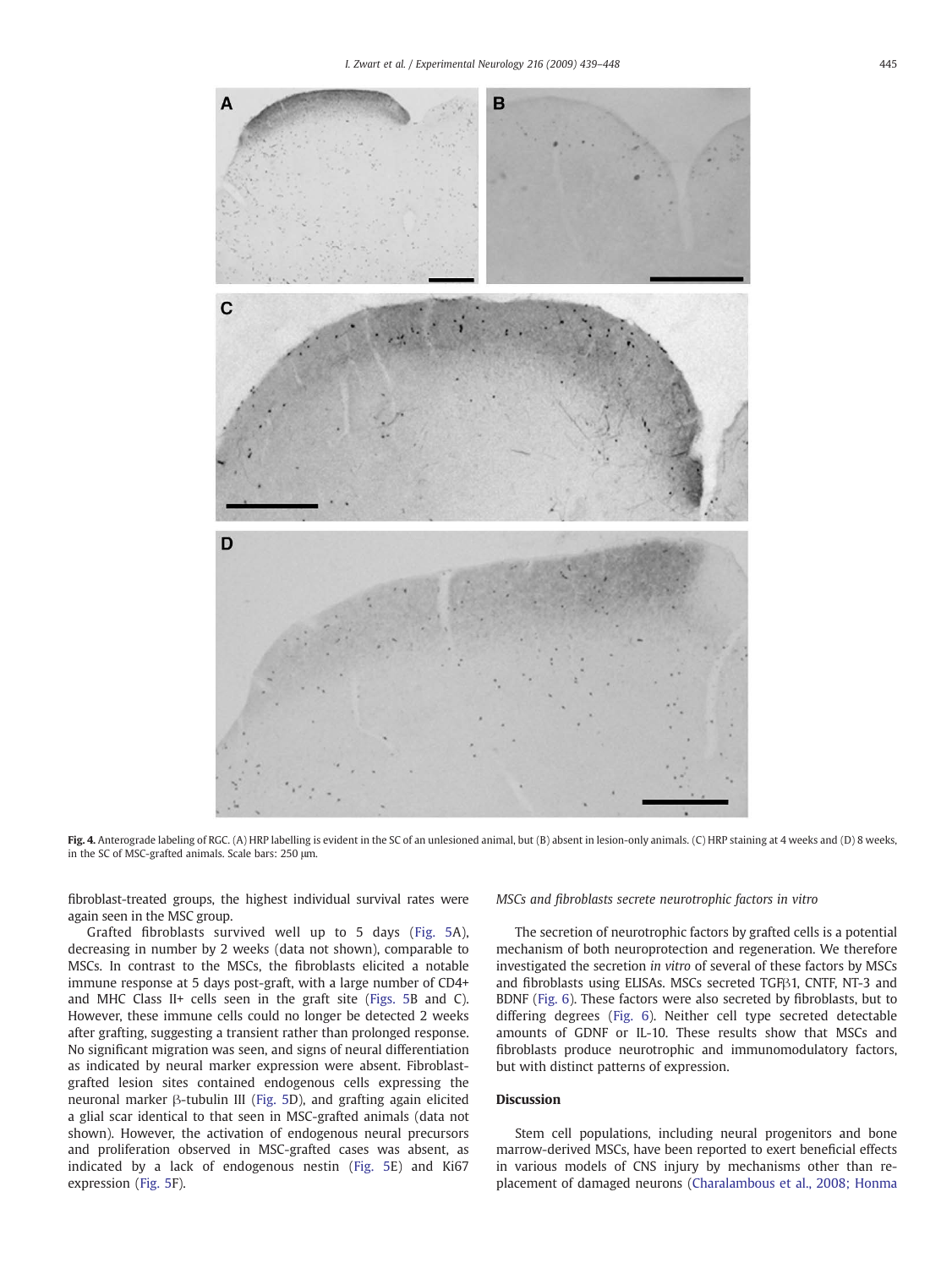**Fig. 4.** Anterograde labeling of RGC. (A) HRP labelling is evident in the SC of an unlesioned animal, but (B) absent in lesion-only animals. (C) HRP staining at 4 weeks and (D) 8 weeks, in the SC of MSC-grafted animals. Scale bars: 250 μm.

fibroblast-treated groups, the highest individual survival rates were again seen in the MSC group.

Grafted fibroblasts survived well up to 5 days (Fig. 5A), decreasing in number by 2 weeks (data not shown), comparable to MSCs. In contrast to the MSCs, the fibroblasts elicited a notable immune response at 5 days post-graft, with a large number of CD4+ and MHC Class II+ cells seen in the graft site (Figs. 5B and C). However, these immune cells could no longer be detected 2 weeks after grafting, suggesting a transient rather than prolonged response. No significant migration was seen, and signs of neural differentiation as indicated by neural marker expression were absent. Fibroblast-grafted lesion sites contained endogenous cells expressing the neuronal marker β-tubulin III (Fig. 5D), and grafting again elicited a glial scar identical to that seen in MSC-grafted animals (data not shown). However, the activation of endogenous neural precursors and proliferation observed in MSC-grafted cases was absent, as indicated by a lack of endogenous nestin (Fig. 5E) and Ki67 expression (Fig. 5F).

### *MSCs and fibroblasts secrete neurotrophic factors in vitro*

The secretion of neurotrophic factors by grafted cells is a potential mechanism of both neuroprotection and regeneration. We therefore investigated the secretion *in vitro* of several of these factors by MSCs and fibroblasts using ELISAs. MSCs secreted TGFβ1, CNTF, NT-3 and BDNF (Fig. 6). These factors were also secreted by fibroblasts, but to differing degrees (Fig. 6). Neither cell type secreted detectable amounts of GDNF or IL-10. These results show that MSCs and fibroblasts produce neurotrophic and immunomodulatory factors, but with distinct patterns of expression.

## Discussion

Stem cell populations, including neural progenitors and bone marrow-derived MSCs, have been reported to exert beneficial effects in various models of CNS injury by mechanisms other than replacement of damaged neurons (Charalambous et al., 2008; Honma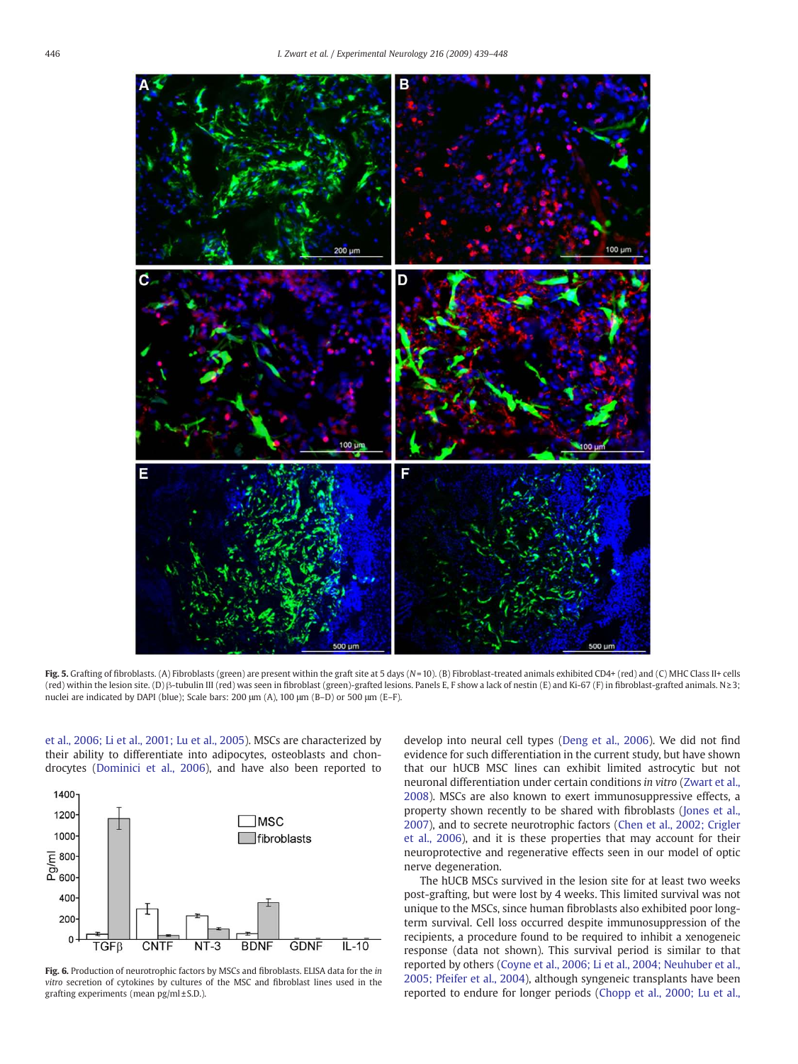Fig. 5. Grafting of fibroblasts. (A) Fibroblasts (green) are present within the graft site at 5 days ($N = 10$). (B) Fibroblast-treated animals exhibited CD4+ (red) and (C) MHC Class II+ cells (red) within the lesion site. (D) β-tubulin III (red) was seen in fibroblast (green)-grafted lesions. Panels E, F show a lack of nestin (E) and Ki-67 (F) in fibroblast-grafted animals. $N \geq 3$; nuclei are indicated by DAPI (blue); Scale bars: 200 μm (A), 100 μm (B–D) or 500 μm (E–F).

et al., 2006; Li et al., 2001; Lu et al., 2005). MSCs are characterized by their ability to differentiate into adipocytes, osteoblasts and chondrocytes (Dominici et al., 2006), and have also been reported to develop into neural cell types (Deng et al., 2006). We did not find evidence for such differentiation in the current study, but have shown that our hUCB MSC lines can exhibit limited astrocytic but not neuronal differentiation under certain conditions *in vitro* (Zwart et al., 2008). MSCs are also known to exert immunosuppressive effects, a property shown recently to be shared with fibroblasts (Jones et al., 2007), and to secrete neurotrophic factors (Chen et al., 2002; Crigler et al., 2006), and it is these properties that may account for their neuroprotective and regenerative effects seen in our model of optic nerve degeneration.

Fig. 6. Production of neurotrophic factors by MSCs and fibroblasts. ELISA data for the *in vitro* secretion of cytokines by cultures of the MSC and fibroblast lines used in the grafting experiments (mean pg/ml ± S.D.).

The hUCB MSCs survived in the lesion site for at least two weeks post-grafting, but were lost by 4 weeks. This limited survival was not unique to the MSCs, since human fibroblasts also exhibited poor long-term survival. Cell loss occurred despite immunosuppression of the recipients, a procedure found to be required to inhibit a xenogeneic response (data not shown). This survival period is similar to that reported by others (Coyne et al., 2006; Li et al., 2004; Neuhuber et al., 2005; Pfeifer et al., 2004), although syngeneic transplants have been reported to endure for longer periods (Chopp et al., 2000; Lu et al.,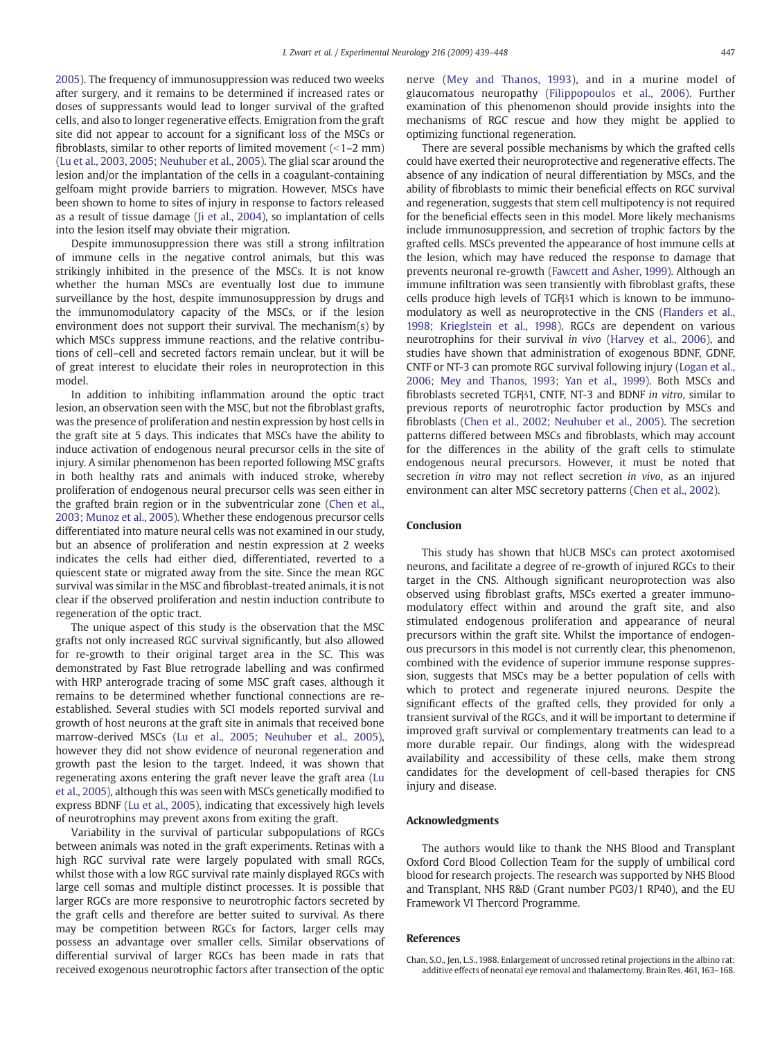2005). The frequency of immunosuppression was reduced two weeks after surgery, and it remains to be determined if increased rates or doses of suppressants would lead to longer survival of the grafted cells, and also to longer regenerative effects. Emigration from the graft site did not appear to account for a significant loss of the MSCs or fibroblasts, similar to other reports of limited movement (<1–2 mm) (Lu et al., 2003, 2005; Neuhuber et al., 2005). The glial scar around the lesion and/or the implantation of the cells in a coagulant-containing gelfoam might provide barriers to migration. However, MSCs have been shown to home to sites of injury in response to factors released as a result of tissue damage (Ji et al., 2004), so implantation of cells into the lesion itself may obviate their migration.

Despite immunosuppression there was still a strong infiltration of immune cells in the negative control animals, but this was strikingly inhibited in the presence of the MSCs. It is not know whether the human MSCs are eventually lost due to immune surveillance by the host, despite immunosuppression by drugs and the immunomodulatory capacity of the MSCs, or if the lesion environment does not support their survival. The mechanism(s) by which MSCs suppress immune reactions, and the relative contributions of cell–cell and secreted factors remain unclear, but it will be of great interest to elucidate their roles in neuroprotection in this model.

In addition to inhibiting inflammation around the optic tract lesion, an observation seen with the MSC, but not the fibroblast grafts, was the presence of proliferation and nestin expression by host cells in the graft site at 5 days. This indicates that MSCs have the ability to induce activation of endogenous neural precursor cells in the site of injury. A similar phenomenon has been reported following MSC grafts in both healthy rats and animals with induced stroke, whereby proliferation of endogenous neural precursor cells was seen either in the grafted brain region or in the subventricular zone (Chen et al., 2003; Munoz et al., 2005). Whether these endogenous precursor cells differentiated into mature neural cells was not examined in our study, but an absence of proliferation and nestin expression at 2 weeks indicates the cells had either died, differentiated, reverted to a quiescent state or migrated away from the site. Since the mean RGC survival was similar in the MSC and fibroblast-treated animals, it is not clear if the observed proliferation and nestin induction contribute to regeneration of the optic tract.

The unique aspect of this study is the observation that the MSC grafts not only increased RGC survival significantly, but also allowed for re-growth to their original target area in the SC. This was demonstrated by Fast Blue retrograde labelling and was confirmed with HRP anterograde tracing of some MSC graft cases, although it remains to be determined whether functional connections are re-established. Several studies with SCI models reported survival and growth of host neurons at the graft site in animals that received bone marrow-derived MSCs (Lu et al., 2005; Neuhuber et al., 2005), however they did not show evidence of neuronal regeneration and growth past the lesion to the target. Indeed, it was shown that regenerating axons entering the graft never leave the graft area (Lu et al., 2005), although this was seen with MSCs genetically modified to express BDNF (Lu et al., 2005), indicating that excessively high levels of neurotrophins may prevent axons from exiting the graft.

Variability in the survival of particular subpopulations of RGCs between animals was noted in the graft experiments. Retinas with a high RGC survival rate were largely populated with small RGCs, whilst those with a low RGC survival rate mainly displayed RGCs with large cell somas and multiple distinct processes. It is possible that larger RGCs are more responsive to neurotrophic factors secreted by the graft cells and therefore are better suited to survival. As there may be competition between RGCs for factors, larger cells may possess an advantage over smaller cells. Similar observations of differential survival of larger RGCs has been made in rats that received exogenous neurotrophic factors after transection of the optic nerve (Mey and Thanos, 1993), and in a murine model of glaucomatous neuropathy (Filippopoulos et al., 2006). Further examination of this phenomenon should provide insights into the mechanisms of RGC rescue and how they might be applied to optimizing functional regeneration.

There are several possible mechanisms by which the grafted cells could have exerted their neuroprotective and regenerative effects. The absence of any indication of neural differentiation by MSCs, and the ability of fibroblasts to mimic their beneficial effects on RGC survival and regeneration, suggests that stem cell multipotency is not required for the beneficial effects seen in this model. More likely mechanisms include immunosuppression, and secretion of trophic factors by the grafted cells. MSCs prevented the appearance of host immune cells at the lesion, which may have reduced the response to damage that prevents neuronal re-growth (Fawcett and Asher, 1999). Although an immune infiltration was seen transiently with fibroblast grafts, these cells produce high levels of TGFβ1 which is known to be immunomodulatory as well as neuroprotective in the CNS (Flanders et al., 1998; Krieglstein et al., 1998). RGCs are dependent on various neurotrophins for their survival *in vivo* (Harvey et al., 2006), and studies have shown that administration of exogenous BDNF, GDNF, CNTF or NT-3 can promote RGC survival following injury (Logan et al., 2006; Mey and Thanos, 1993; Yan et al., 1999). Both MSCs and fibroblasts secreted TGFβ1, CNTF, NT-3 and BDNF *in vitro*, similar to previous reports of neurotrophic factor production by MSCs and fibroblasts (Chen et al., 2002; Neuhuber et al., 2005). The secretion patterns differed between MSCs and fibroblasts, which may account for the differences in the ability of the graft cells to stimulate endogenous neural precursors. However, it must be noted that secretion *in vitro* may not reflect secretion *in vivo*, as an injured environment can alter MSC secretory patterns (Chen et al., 2002).

## Conclusion

This study has shown that hUCB MSCs can protect axotomised neurons, and facilitate a degree of re-growth of injured RGCs to their target in the CNS. Although significant neuroprotection was also observed using fibroblast grafts, MSCs exerted a greater immunomodulatory effect within and around the graft site, and also stimulated endogenous proliferation and appearance of neural precursors within the graft site. Whilst the importance of endogenous precursors in this model is not currently clear, this phenomenon, combined with the evidence of superior immune response suppression, suggests that MSCs may be a better population of cells with which to protect and regenerate injured neurons. Despite the significant effects of the grafted cells, they provided for only a transient survival of the RGCs, and it will be important to determine if improved graft survival or complementary treatments can lead to a more durable repair. Our findings, along with the widespread availability and accessibility of these cells, make them strong candidates for the development of cell-based therapies for CNS injury and disease.

## Acknowledgments

The authors would like to thank the NHS Blood and Transplant Oxford Cord Blood Collection Team for the supply of umbilical cord blood for research projects. The research was supported by NHS Blood and Transplant, NHS R&D (Grant number PG03/1 RP40), and the EU Framework VI Thercord Programme.

## References

Chan, S.O., Jen, L.S., 1988. Enlargement of uncrossed retinal projections in the albino rat: additive effects of neonatal eye removal and thalamectomy. Brain Res. 461, 163–168.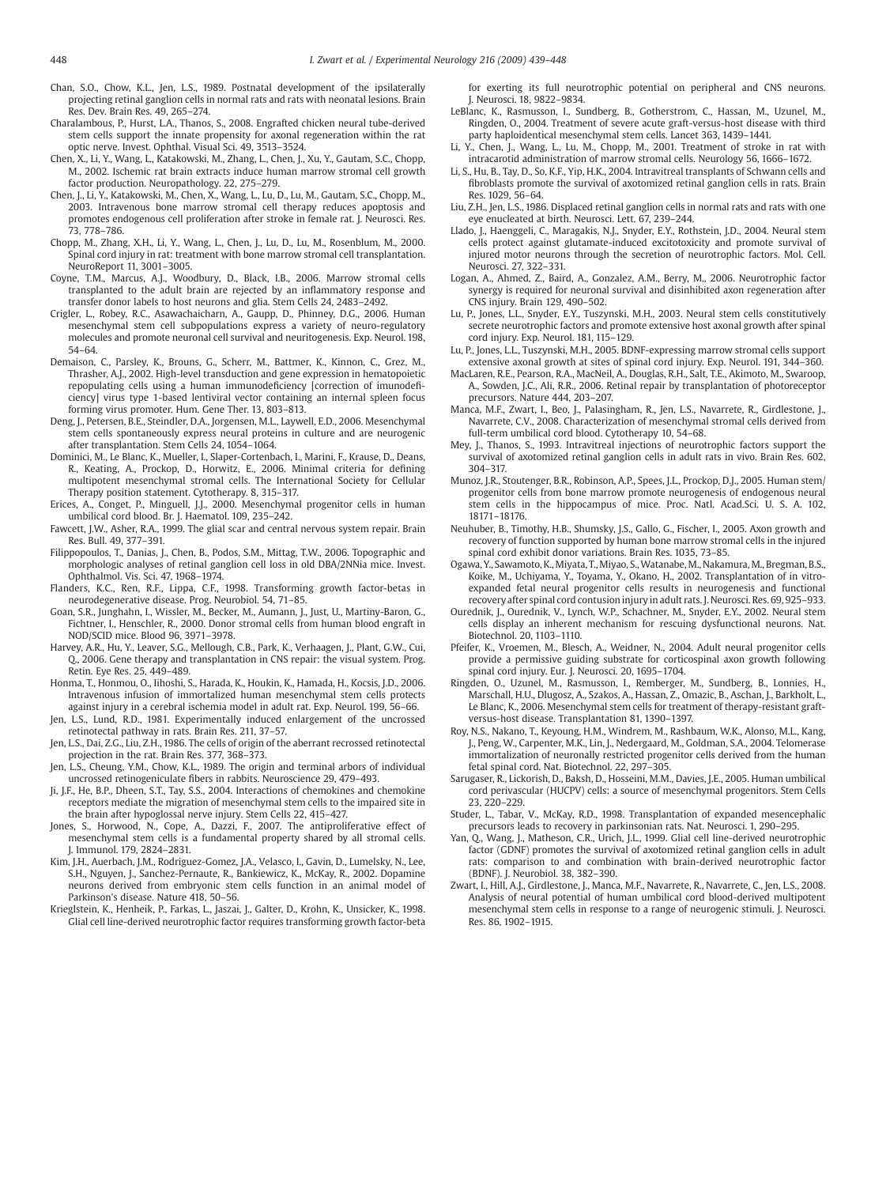Chan, S.O., Chow, K.L., Jen, L.S., 1989. Postnatal development of the ipsilaterally projecting retinal ganglion cells in normal rats and rats with neonatal lesions. Brain Res. Dev. Brain Res. 49, 265–274.

Charalambous, P., Hurst, L.A., Thanos, S., 2008. Engrafted chicken neural tube-derived stem cells support the innate propensity for axonal regeneration within the rat optic nerve. Invest. Ophthal. Visual Sci. 49, 3513–3524.

Chen, X., Li, Y., Wang, L., Katakowski, M., Zhang, L., Chen, J., Xu, Y., Gautam, S.C., Chopp, M., 2002. Ischemic rat brain extracts induce human marrow stromal cell growth factor production. Neuropathology. 22, 275–279.

Chen, J., Li, Y., Katakowski, M., Chen, X., Wang, L., Lu, D., Lu, M., Gautam, S.C., Chopp, M., 2003. Intravenous bone marrow stromal cell therapy reduces apoptosis and promotes endogenous cell proliferation after stroke in female rat. J. Neurosci. Res. 73, 778–786.

Chopp, M., Zhang, X.H., Li, Y., Wang, L., Chen, J., Lu, D., Lu, M., Rosenblum, M., 2000. Spinal cord injury in rat: treatment with bone marrow stromal cell transplantation. NeuroReport 11, 3001–3005.

Coyne, T.M., Marcus, A.J., Woodbury, D., Black, I.B., 2006. Marrow stromal cells transplanted to the adult brain are rejected by an inflammatory response and transfer donor labels to host neurons and glia. Stem Cells 24, 2483–2492.

Crigler, L., Robey, R.C., Asawachaicharn, A., Gaupp, D., Phinney, D.G., 2006. Human mesenchymal stem cell subpopulations express a variety of neuro-regulatory molecules and promote neuronal cell survival and neuritogenesis. Exp. Neurol. 198, 54–64.

Demaison, C., Parsley, K., Brouns, G., Scherr, M., Battmer, K., Kinnon, C., Grez, M., Thrasher, A.J., 2002. High-level transduction and gene expression in hematopoietic repopulating cells using a human immunodeficiency [correction of imunodeficiency] virus type 1-based lentiviral vector containing an internal spleen focus forming virus promoter. Hum. Gene Ther. 13, 803–813.

Deng, J., Petersen, B.E., Steindler, D.A., Jorgensen, M.L., Laywell, E.D., 2006. Mesenchymal stem cells spontaneously express neural proteins in culture and are neurogenic after transplantation. Stem Cells 24, 1054–1064.

Dominici, M., Le Blanc, K., Mueller, I., Slaper-Cortenbach, I., Marini, F., Krause, D., Deans, R., Keating, A., Prockop, D., Horwitz, E., 2006. Minimal criteria for defining multipotent mesenchymal stromal cells. The International Society for Cellular Therapy position statement. Cytotherapy. 8, 315–317.

Erices, A., Conget, P., Minguell, J.J., 2000. Mesenchymal progenitor cells in human umbilical cord blood. Br. J. Haematol. 109, 235–242.

Fawcett, J.W., Asher, R.A., 1999. The glial scar and central nervous system repair. Brain Res. Bull. 49, 377–391.

Filippopoulos, T., Danias, J., Chen, B., Podos, S.M., Mittag, T.W., 2006. Topographic and morphologic analyses of retinal ganglion cell loss in old DBA/2NNia mice. Invest. Ophthalmol. Vis. Sci. 47, 1968–1974.

Flanders, K.C., Ren, R.F., Lippa, C.F., 1998. Transforming growth factor-betas in neurodegenerative disease. Prog. Neurobiol. 54, 71–85.

Goan, S.R., Junghahn, I., Wissler, M., Becker, M., Aumann, J., Just, U., Martiny-Baron, G., Fichtner, I., Henschler, R., 2000. Donor stromal cells from human blood engraft in NOD/SCID mice. Blood 96, 3971–3978.

Harvey, A.R., Hu, Y., Leaver, S.G., Mellough, C.B., Park, K., Verhaagen, J., Plant, G.W., Cui, Q., 2006. Gene therapy and transplantation in CNS repair: the visual system. Prog. Retin. Eye Res. 25, 449–489.

Honma, T., Honmou, O., Iihoshi, S., Harada, K., Houkin, K., Hamada, H., Kocsis, J.D., 2006. Intravenous infusion of immortalized human mesenchymal stem cells protects against injury in a cerebral ischemia model in adult rat. Exp. Neurol. 199, 56–66.

Jen, L.S., Lund, R.D., 1981. Experimentally induced enlargement of the uncrossed retinotectal pathway in rats. Brain Res. 211, 37–57.

Jen, L.S., Dai, Z.G., Liu, Z.H., 1986. The cells of origin of the aberrant recrossed retinotectal projection in the rat. Brain Res. 377, 368–373.

Jen, L.S., Cheung, Y.M., Chow, K.L., 1989. The origin and terminal arbors of individual uncrossed retinogeniculate fibers in rabbits. Neuroscience 29, 479–493.

Ji, J.F., He, B.P., Dheen, S.T., Tay, S.S., 2004. Interactions of chemokines and chemokine receptors mediate the migration of mesenchymal stem cells to the impaired site in the brain after hypoglossal nerve injury. Stem Cells 22, 415–427.

Jones, S., Horwood, N., Cope, A., Dazzi, F., 2007. The antiproliferative effect of mesenchymal stem cells is a fundamental property shared by all stromal cells. J. Immunol. 179, 2824–2831.

Kim, J.H., Auerbach, J.M., Rodriguez-Gomez, J.A., Velasco, I., Gavin, D., Lumelsky, N., Lee, S.H., Nguyen, J., Sanchez-Pernaute, R., Bankiewicz, K., McKay, R., 2002. Dopamine neurons derived from embryonic stem cells function in an animal model of Parkinson's disease. Nature 418, 50–56.

Krieglstein, K., Henheik, P., Farkas, L., Jaszai, J., Galter, D., Krohn, K., Unsicker, K., 1998. Glial cell line-derived neurotrophic factor requires transforming growth factor-beta for exerting its full neurotrophic potential on peripheral and CNS neurons. J. Neurosci. 18, 9822–9834.

LeBlanc, K., Rasmusson, I., Sundberg, B., Gotherstrom, C., Hassan, M., Uzunel, M., Ringden, O., 2004. Treatment of severe acute graft-versus-host disease with third party haploidentical mesenchymal stem cells. Lancet 363, 1439–1441.

Li, Y., Chen, J., Wang, L., Lu, M., Chopp, M., 2001. Treatment of stroke in rat with intracarotid administration of marrow stromal cells. Neurology 56, 1666–1672.

Li, S., Hu, B., Tay, D., So, K.F., Yip, H.K., 2004. Intravitreal transplants of Schwann cells and fibroblasts promote the survival of axotomized retinal ganglion cells in rats. Brain Res. 1029, 56–64.

Liu, Z.H., Jen, L.S., 1986. Displaced retinal ganglion cells in normal rats and rats with one eye enucleated at birth. Neurosci. Lett. 67, 239–244.

Llado, J., Haenggeli, C., Maragakis, N.J., Snyder, E.Y., Rothstein, J.D., 2004. Neural stem cells protect against glutamate-induced excitotoxicity and promote survival of injured motor neurons through the secretion of neurotrophic factors. Mol. Cell. Neurosci. 27, 322–331.

Logan, A., Ahmed, Z., Baird, A., Gonzalez, A.M., Berry, M., 2006. Neurotrophic factor synergy is required for neuronal survival and disinhibited axon regeneration after CNS injury. Brain 129, 490–502.

Lu, P., Jones, L.L., Snyder, E.Y., Tuszynski, M.H., 2003. Neural stem cells constitutively secrete neurotrophic factors and promote extensive host axonal growth after spinal cord injury. Exp. Neurol. 181, 115–129.

Lu, P., Jones, L.L., Tuszynski, M.H., 2005. BDNF-expressing marrow stromal cells support extensive axonal growth at sites of spinal cord injury. Exp. Neurol. 191, 344–360.

MacLaren, R.E., Pearson, R.A., MacNeil, A., Douglas, R.H., Salt, T.E., Akimoto, M., Swaroop, A., Sowden, J.C., Ali, R.R., 2006. Retinal repair by transplantation of photoreceptor precursors. Nature 444, 203–207.

Manca, M.F., Zwart, I., Beo, J., Palasingham, R., Jen, L.S., Navarrete, R., Girdlestone, J., Navarrete, C.V., 2008. Characterization of mesenchymal stromal cells derived from full-term umbilical cord blood. Cytotherapy 10, 54–68.

Mey, J., Thanos, S., 1993. Intravitreal injections of neurotrophic factors support the survival of axotomized retinal ganglion cells in adult rats in vivo. Brain Res. 602, 304–317.

Munoz, J.R., Stoutenger, B.R., Robinson, A.P., Spees, J.L., Prockop, D.J., 2005. Human stem/progenitor cells from bone marrow promote neurogenesis of endogenous neural stem cells in the hippocampus of mice. Proc. Natl. Acad.Sci. U. S. A. 102, 18171–18176.

Neuhuber, B., Timothy, H.B., Shumsky, J.S., Gallo, G., Fischer, I., 2005. Axon growth and recovery of function supported by human bone marrow stromal cells in the injured spinal cord exhibit donor variations. Brain Res. 1035, 73–85.

Ogawa, Y., Sawamoto, K., Miyata, T., Miyao, S., Watanabe, M., Nakamura, M., Bregman, B.S., Koike, M., Uchiyama, Y., Toyama, Y., Okano, H., 2002. Transplantation of in vitro-expanded fetal neural progenitor cells results in neurogenesis and functional recovery after spinal cord contusion injury in adult rats. J. Neurosci. Res. 69, 925–933.

Ourednik, J., Ourednik, V., Lynch, W.P., Schachner, M., Snyder, E.Y., 2002. Neural stem cells display an inherent mechanism for rescuing dysfunctional neurons. Nat. Biotechnol. 20, 1103–1110.

Pfeifer, K., Vroemen, M., Blesch, A., Weidner, N., 2004. Adult neural progenitor cells provide a permissive guiding substrate for corticospinal axon growth following spinal cord injury. Eur. J. Neurosci. 20, 1695–1704.

Ringden, O., Uzunel, M., Rasmusson, I., Remberger, M., Sundberg, B., Lonnies, H., Marschall, H.U., Dlugosz, A., Szakos, A., Hassan, Z., Omazic, B., Aschan, J., Barkholt, L., Le Blanc, K., 2006. Mesenchymal stem cells for treatment of therapy-resistant graft-versus-host disease. Transplantation 81, 1390–1397.

Roy, N.S., Nakano, T., Keyoung, H.M., Windrem, M., Rashbaum, W.K., Alonso, M.L., Kang, J., Peng, W., Carpenter, M.K., Lin, J., Nedergaard, M., Goldman, S.A., 2004. Telomerase immortalization of neuronally restricted progenitor cells derived from the human fetal spinal cord. Nat. Biotechnol. 22, 297–305.

Sarugaser, R., Lickorish, D., Baksh, D., Hosseini, M.M., Davies, J.E., 2005. Human umbilical cord perivascular (HUCPV) cells: a source of mesenchymal progenitors. Stem Cells 23, 220–229.

Studer, L., Tabar, V., McKay, R.D., 1998. Transplantation of expanded mesencephalic precursors leads to recovery in parkinsonian rats. Nat. Neurosci. 1, 290–295.

Yan, Q., Wang, J., Matheson, C.R., Urich, J.L., 1999. Glial cell line-derived neurotrophic factor (GDNF) promotes the survival of axotomized retinal ganglion cells in adult rats: comparison to and combination with brain-derived neurotrophic factor (BDNF). J. Neurobiol. 38, 382–390.

Zwart, I., Hill, A.J., Girdlestone, J., Manca, M.F., Navarrete, R., Navarrete, C., Jen, L.S., 2008. Analysis of neural potential of human umbilical cord blood-derived multipotent mesenchymal stem cells in response to a range of neurogenic stimuli. J. Neurosci. Res. 86, 1902–1915.